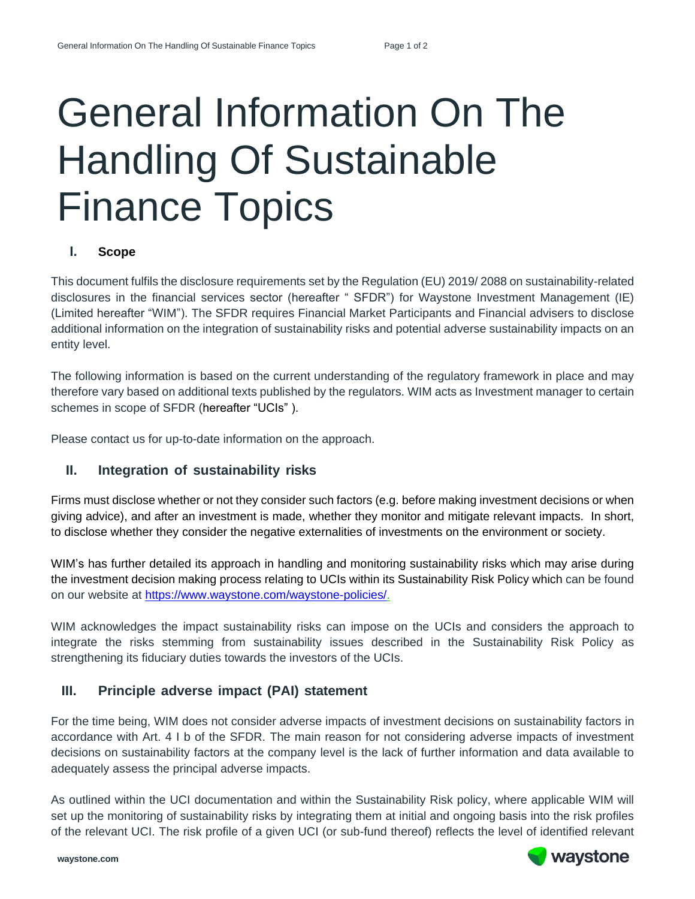# General Information On The Handling Of Sustainable Finance Topics

## I. Scope

This document fulfils the disclosure requirements set by the Regulation (EU) 2019/ 2088 on sustainability-related disclosures in the financial services sector (hereafter " SFDR") for Waystone Investment Management (IE) (Limited hereafter "WIM"). The SFDR requires Financial Market Participants and Financial advisers to disclose additional information on the integration of sustainability risks and potential adverse sustainability impacts on an entity level.

The following information is based on the current understanding of the regulatory framework in place and may therefore vary based on additional texts published by the regulators. WIM acts as Investment manager to certain schemes in scope of SFDR (hereafter "UCIs" ).

Please contact us for up-to-date information on the approach.

## II. Integration of sustainability risks

Firms must disclose whether or not they consider such factors (e.g. before making investment decisions or when giving advice), and after an investment is made, whether they monitor and mitigate relevant impacts. In short, to disclose whether they consider the negative externalities of investments on the environment or society.

WIM's has further detailed its approach in handling and monitoring sustainability risks which may arise during the investment decision making process relating to UCIs within its Sustainability Risk Policy which can be found on our website at https://www.waystone.com/waystone-policies/.

WIM acknowledges the impact sustainability risks can impose on the UCIs and considers the approach to integrate the risks stemming from sustainability issues described in the Sustainability Risk Policy as strengthening its fiduciary duties towards the investors of the UCIs.

## III. Principle adverse impact (PAI) statement

For the time being, WIM does not consider adverse impacts of investment decisions on sustainability factors in accordance with Art. 4 I b of the SFDR. The main reason for not considering adverse impacts of investment decisions on sustainability factors at the company level is the lack of further information and data available to adequately assess the principal adverse impacts.

As outlined within the UCI documentation and within the Sustainability Risk policy, where applicable WIM will set up the monitoring of sustainability risks by integrating them at initial and ongoing basis into the risk profiles of the relevant UCI. The risk profile of a given UCI (or sub-fund thereof) reflects the level of identified relevant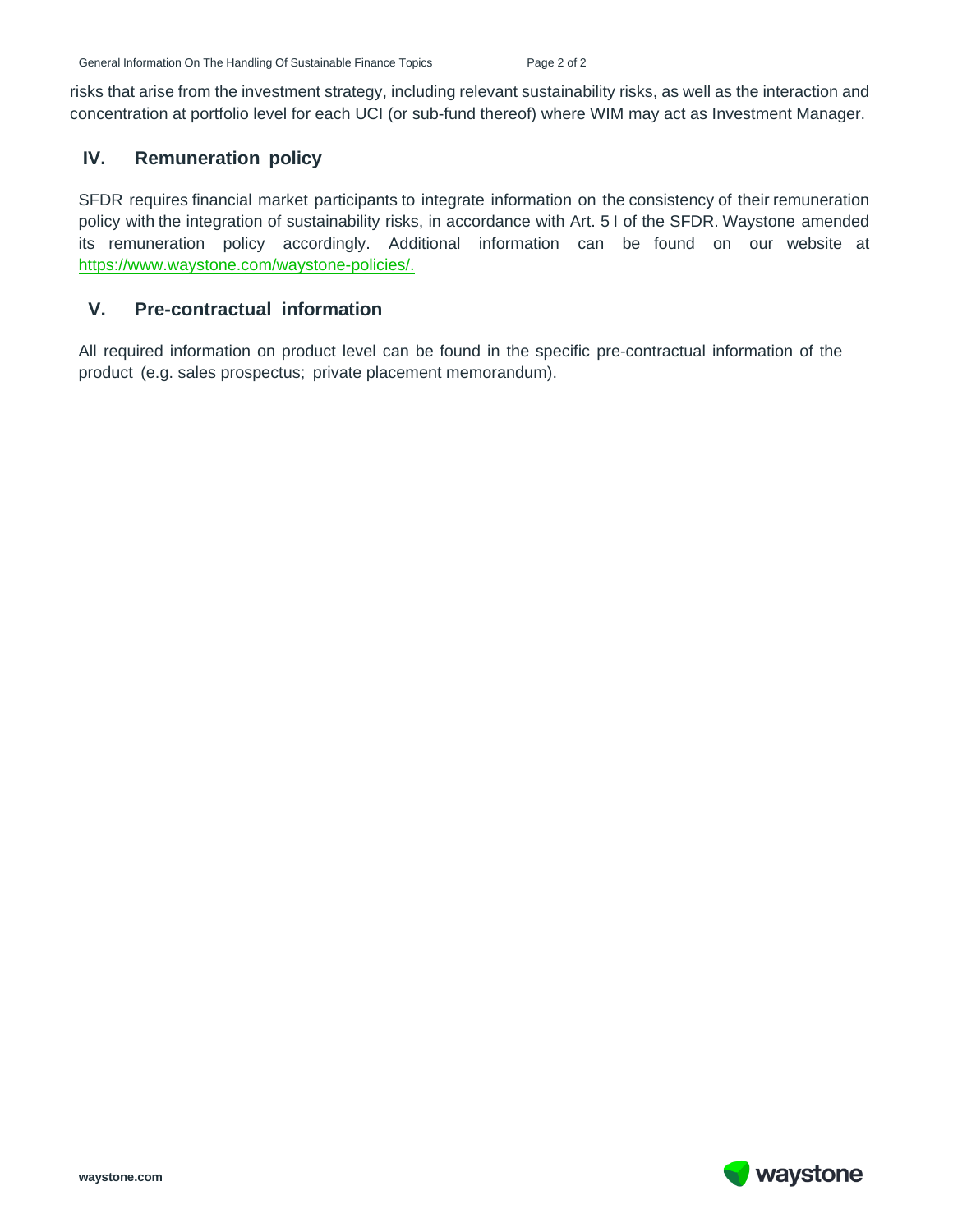risks that arise from the investment strategy, including relevant sustainability risks, as well as the interaction and concentration at portfolio level for each UCI (or sub-fund thereof) where WIM may act as Investment Manager.

## IV. Remuneration policy

SFDR requires financial market participants to integrate information on the consistency of their remuneration policy with the integration of sustainability risks, in accordance with Art. 5 I of the SFDR. Waystone amended its remuneration policy accordingly. Additional information can be found on our website at https://www.waystone.com/waystone-policies/.

## V. Pre-contractual information

All required information on product level can be found in the specific pre-contractual information of the product (e.g. sales prospectus; private placement memorandum).